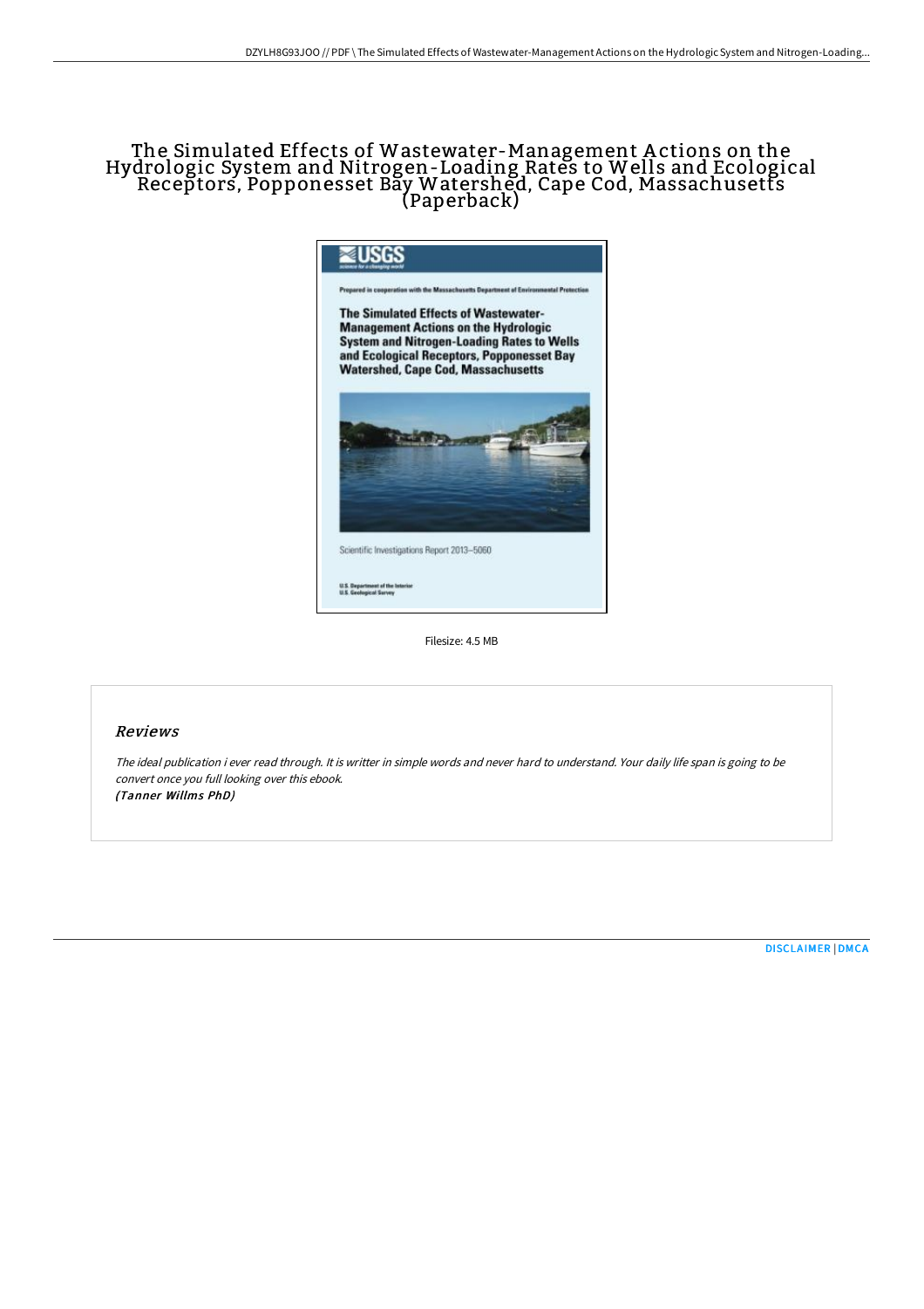# The Simulated Effects of Wastewater-Management Actions on the Hydrologic System and Nitrogen-Loading Rates to Wells and Ecological Receptors, Popponesset Bay Watershed, Cape Cod, Massachusetts (Paperback)

Filesize: 4.5 MB

## Reviews

*The ideal publication i ever read through. It is writter in simple words and never hard to understand. Your daily life span is going to be convert once you full looking over this ebook.*
***(Tanner Willms PhD)***

[DISCLAIMER](#) | [DMCA](#)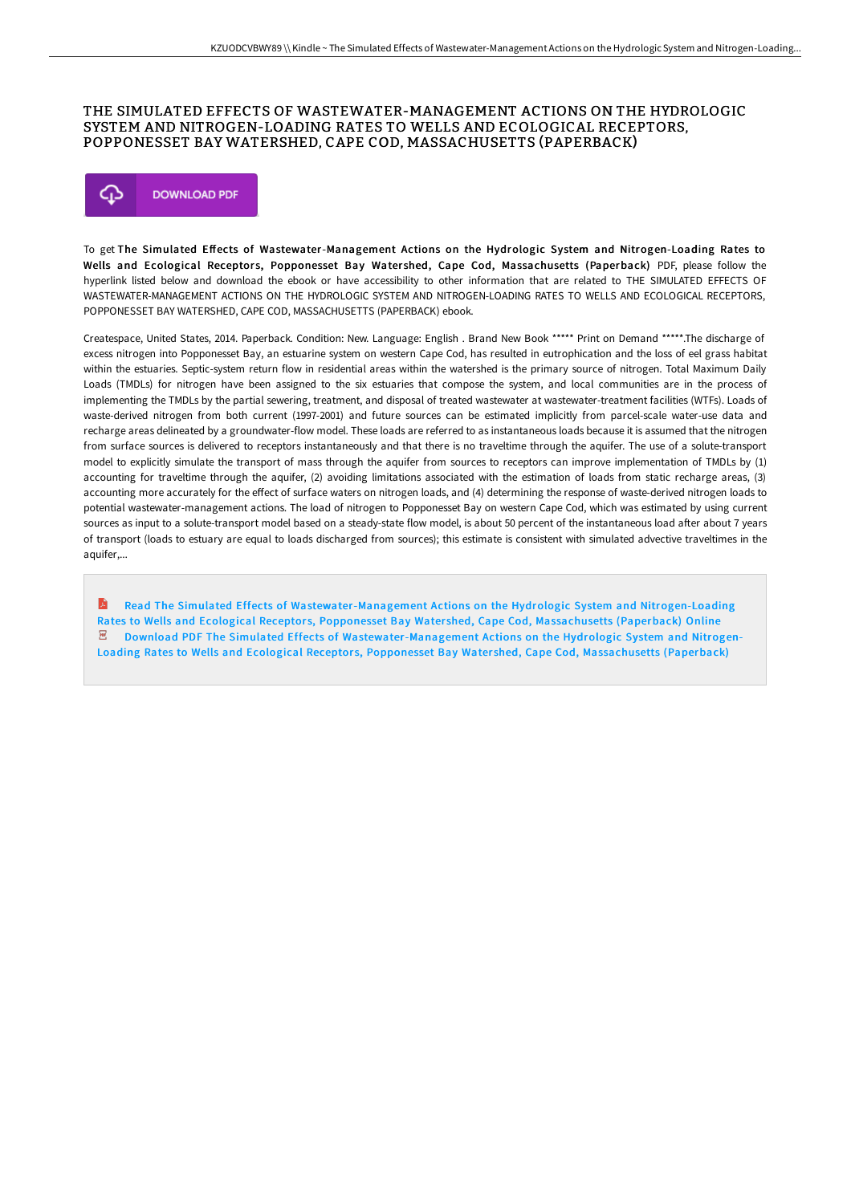# THE SIMULATED EFFECTS OF WASTEWATER-MANAGEMENT ACTIONS ON THE HYDROLOGIC SYSTEM AND NITROGEN-LOADING RATES TO WELLS AND ECOLOGICAL RECEPTORS, POPPONESSET BAY WATERSHED, CAPE COD, MASSACHUSETTS (PAPERBACK)

DOWNLOAD PDF

To get **The Simulated Effects of Wastewater-Management Actions on the Hydrologic System and Nitrogen-Loading Rates to Wells and Ecological Receptors, Popponesset Bay Watershed, Cape Cod, Massachusetts (Paperback)** PDF, please follow the hyperlink listed below and download the ebook or have accessibility to other information that are related to THE SIMULATED EFFECTS OF WASTEWATER-MANAGEMENT ACTIONS ON THE HYDROLOGIC SYSTEM AND NITROGEN-LOADING RATES TO WELLS AND ECOLOGICAL RECEPTORS, POPPONESSET BAY WATERSHED, CAPE COD, MASSACHUSETTS (PAPERBACK) ebook.

Createspace, United States, 2014. Paperback. Condition: New. Language: English . Brand New Book ***** Print on Demand *****.The discharge of excess nitrogen into Popponesset Bay, an estuarine system on western Cape Cod, has resulted in eutrophication and the loss of eel grass habitat within the estuaries. Septic-system return flow in residential areas within the watershed is the primary source of nitrogen. Total Maximum Daily Loads (TMDLs) for nitrogen have been assigned to the six estuaries that compose the system, and local communities are in the process of implementing the TMDLs by the partial sewering, treatment, and disposal of treated wastewater at wastewater-treatment facilities (WTFs). Loads of waste-derived nitrogen from both current (1997-2001) and future sources can be estimated implicitly from parcel-scale water-use data and recharge areas delineated by a groundwater-flow model. These loads are referred to as instantaneous loads because it is assumed that the nitrogen from surface sources is delivered to receptors instantaneously and that there is no traveltime through the aquifer. The use of a solute-transport model to explicitly simulate the transport of mass through the aquifer from sources to receptors can improve implementation of TMDLs by (1) accounting for traveltime through the aquifer, (2) avoiding limitations associated with the estimation of loads from static recharge areas, (3) accounting more accurately for the effect of surface waters on nitrogen loads, and (4) determining the response of waste-derived nitrogen loads to potential wastewater-management actions. The load of nitrogen to Popponesset Bay on western Cape Cod, which was estimated by using current sources as input to a solute-transport model based on a steady-state flow model, is about 50 percent of the instantaneous load after about 7 years of transport (loads to estuary are equal to loads discharged from sources); this estimate is consistent with simulated advective traveltimes in the aquifer,...

Read The Simulated Effects of Wastewater-Management Actions on the Hydrologic System and Nitrogen-Loading Rates to Wells and Ecological Receptors, Popponesset Bay Watershed, Cape Cod, Massachusetts (Paperback) Online

Download PDF The Simulated Effects of Wastewater-Management Actions on the Hydrologic System and Nitrogen-Loading Rates to Wells and Ecological Receptors, Popponesset Bay Watershed, Cape Cod, Massachusetts (Paperback)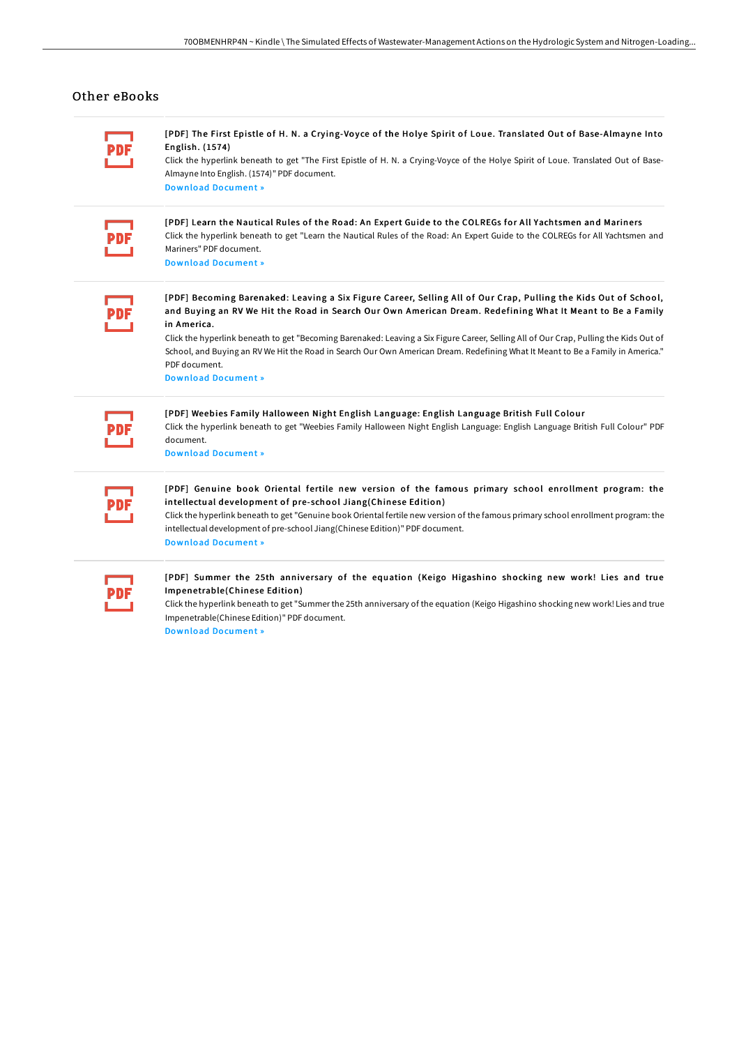## Other eBooks

[PDF] The First Epistle of H. N. a Crying-Voyce of the Holye Spirit of Loue. Translated Out of Base-Almayne Into English. (1574)

Click the hyperlink beneath to get "The First Epistle of H. N. a Crying-Voyce of the Holye Spirit of Loue. Translated Out of Base-Almayne Into English. (1574)" PDF document.

Download Document »

[PDF] Learn the Nautical Rules of the Road: An Expert Guide to the COLREGs for All Yachtsmen and Mariners

Click the hyperlink beneath to get "Learn the Nautical Rules of the Road: An Expert Guide to the COLREGs for All Yachtsmen and Mariners" PDF document.

Download Document »

[PDF] Becoming Barenaked: Leaving a Six Figure Career, Selling All of Our Crap, Pulling the Kids Out of School, and Buying an RV We Hit the Road in Search Our Own American Dream. Redefining What It Meant to Be a Family in America.

Click the hyperlink beneath to get "Becoming Barenaked: Leaving a Six Figure Career, Selling All of Our Crap, Pulling the Kids Out of School, and Buying an RV We Hit the Road in Search Our Own American Dream. Redefining What It Meant to Be a Family in America." PDF document.

Download Document »

[PDF] Weebies Family Halloween Night English Language: English Language British Full Colour

Click the hyperlink beneath to get "Weebies Family Halloween Night English Language: English Language British Full Colour" PDF document.

Download Document »

[PDF] Genuine book Oriental fertile new version of the famous primary school enrollment program: the intellectual development of pre-school Jiang(Chinese Edition)

Click the hyperlink beneath to get "Genuine book Oriental fertile new version of the famous primary school enrollment program: the intellectual development of pre-school Jiang(Chinese Edition)" PDF document.

Download Document »

[PDF] Summer the 25th anniversary of the equation (Keigo Higashino shocking new work! Lies and true Impenetrable(Chinese Edition)

Click the hyperlink beneath to get "Summer the 25th anniversary of the equation (Keigo Higashino shocking new work! Lies and true Impenetrable(Chinese Edition)" PDF document.

Download Document »